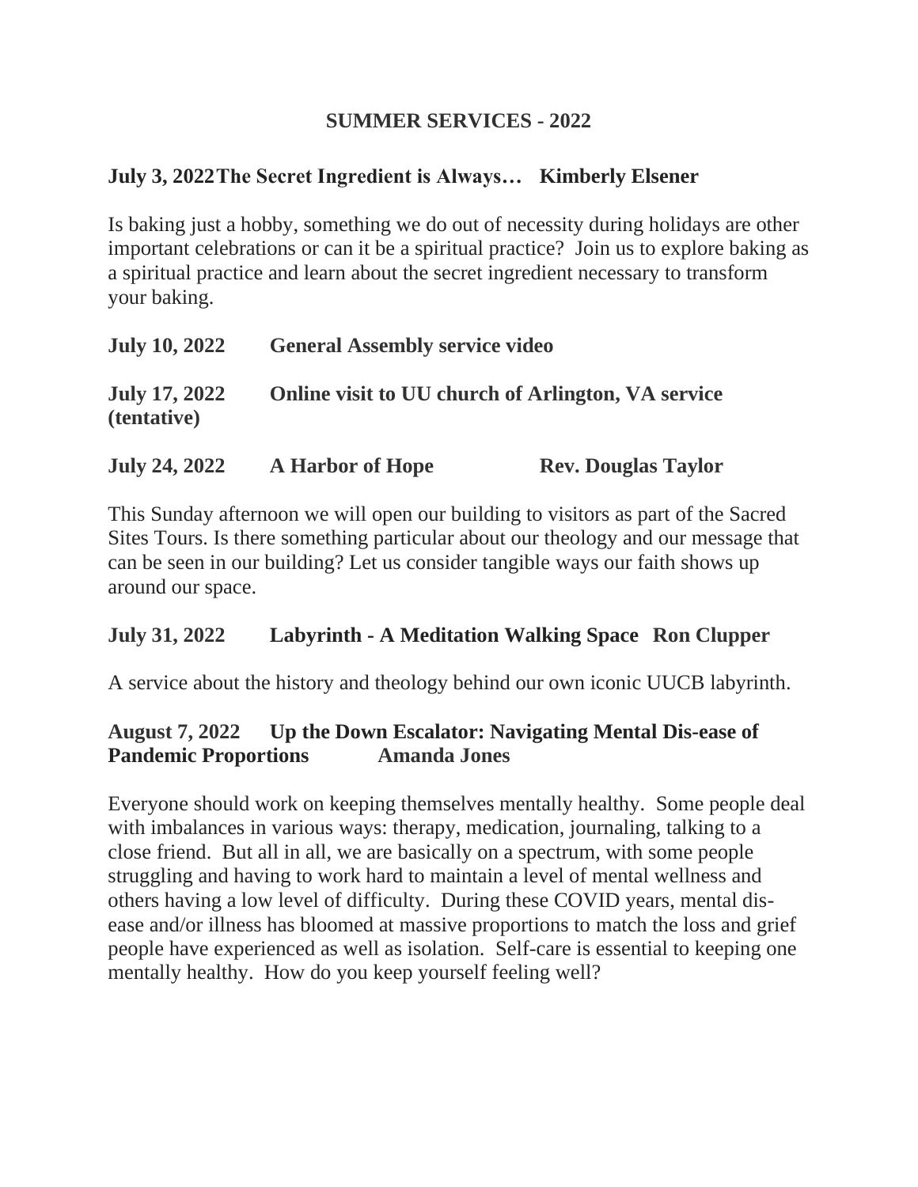# SUMMER SERVICES - 2022

**July 3, 2022 The Secret Ingredient is Always… Kimberly Elsener**

Is baking just a hobby, something we do out of necessity during holidays are other important celebrations or can it be a spiritual practice? Join us to explore baking as a spiritual practice and learn about the secret ingredient necessary to transform your baking.

**July 10, 2022 General Assembly service video**

**July 17, 2022 (tentative) Online visit to UU church of Arlington, VA service**

**July 24, 2022 A Harbor of Hope Rev. Douglas Taylor**

This Sunday afternoon we will open our building to visitors as part of the Sacred Sites Tours. Is there something particular about our theology and our message that can be seen in our building? Let us consider tangible ways our faith shows up around our space.

**July 31, 2022 Labyrinth - A Meditation Walking Space Ron Clupper**

A service about the history and theology behind our own iconic UUCB labyrinth.

**August 7, 2022 Up the Down Escalator: Navigating Mental Dis-ease of Pandemic Proportions Amanda Jones**

Everyone should work on keeping themselves mentally healthy. Some people deal with imbalances in various ways: therapy, medication, journaling, talking to a close friend. But all in all, we are basically on a spectrum, with some people struggling and having to work hard to maintain a level of mental wellness and others having a low level of difficulty. During these COVID years, mental dis-ease and/or illness has bloomed at massive proportions to match the loss and grief people have experienced as well as isolation. Self-care is essential to keeping one mentally healthy. How do you keep yourself feeling well?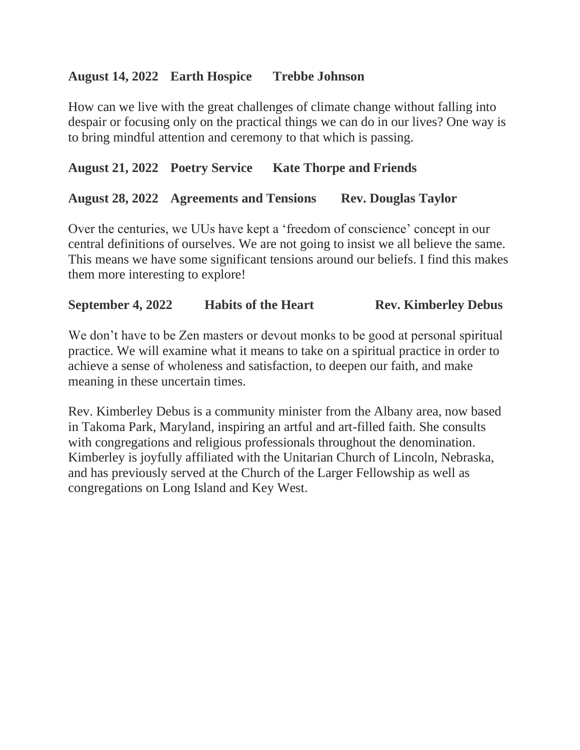**August 14, 2022 Earth Hospice Trebbe Johnson**

How can we live with the great challenges of climate change without falling into despair or focusing only on the practical things we can do in our lives? One way is to bring mindful attention and ceremony to that which is passing.

**August 21, 2022 Poetry Service Kate Thorpe and Friends**

**August 28, 2022 Agreements and Tensions Rev. Douglas Taylor**

Over the centuries, we UUs have kept a 'freedom of conscience' concept in our central definitions of ourselves. We are not going to insist we all believe the same. This means we have some significant tensions around our beliefs. I find this makes them more interesting to explore!

**September 4, 2022 Habits of the Heart Rev. Kimberley Debus**

We don't have to be Zen masters or devout monks to be good at personal spiritual practice. We will examine what it means to take on a spiritual practice in order to achieve a sense of wholeness and satisfaction, to deepen our faith, and make meaning in these uncertain times.

Rev. Kimberley Debus is a community minister from the Albany area, now based in Takoma Park, Maryland, inspiring an artful and art-filled faith. She consults with congregations and religious professionals throughout the denomination. Kimberley is joyfully affiliated with the Unitarian Church of Lincoln, Nebraska, and has previously served at the Church of the Larger Fellowship as well as congregations on Long Island and Key West.